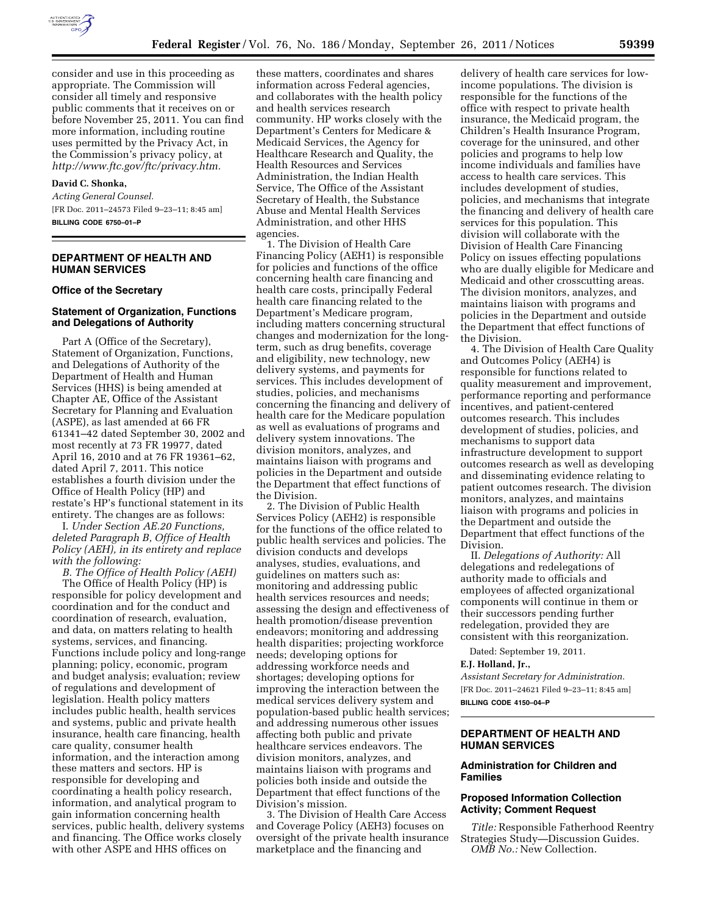consider and use in this proceeding as appropriate. The Commission will consider all timely and responsive public comments that it receives on or before November 25, 2011. You can find more information, including routine uses permitted by the Privacy Act, in the Commission's privacy policy, at *http://www.ftc.gov/ftc/privacy.htm.*

**David C. Shonka,**

*Acting General Counsel.*

[FR Doc. 2011–24573 Filed 9–23–11; 8:45 am]

**BILLING CODE 6750–01–P**

## DEPARTMENT OF HEALTH AND HUMAN SERVICES

### Office of the Secretary

### Statement of Organization, Functions and Delegations of Authority

Part A (Office of the Secretary), Statement of Organization, Functions, and Delegations of Authority of the Department of Health and Human Services (HHS) is being amended at Chapter AE, Office of the Assistant Secretary for Planning and Evaluation (ASPE), as last amended at 66 FR 61341–42 dated September 30, 2002 and most recently at 73 FR 19977, dated April 16, 2010 and at 76 FR 19361–62, dated April 7, 2011. This notice establishes a fourth division under the Office of Health Policy (HP) and restate's HP's functional statement in its entirety. The changes are as follows:

I. *Under Section AE.20 Functions, deleted Paragraph B, Office of Health Policy (AEH), in its entirety and replace with the following:*

*B. The Office of Health Policy (AEH)*

The Office of Health Policy (HP) is responsible for policy development and coordination and for the conduct and coordination of research, evaluation, and data, on matters relating to health systems, services, and financing. Functions include policy and long-range planning; policy, economic, program and budget analysis; evaluation; review of regulations and development of legislation. Health policy matters includes public health, health services and systems, public and private health insurance, health care financing, health care quality, consumer health information, and the interaction among these matters and sectors. HP is responsible for developing and coordinating a health policy research, information, and analytical program to gain information concerning health services, public health, delivery systems and financing. The Office works closely with other ASPE and HHS offices on these matters, coordinates and shares information across Federal agencies, and collaborates with the health policy and health services research community. HP works closely with the Department's Centers for Medicare & Medicaid Services, the Agency for Healthcare Research and Quality, the Health Resources and Services Administration, the Indian Health Service, The Office of the Assistant Secretary of Health, the Substance Abuse and Mental Health Services Administration, and other HHS agencies.

1. The Division of Health Care Financing Policy (AEH1) is responsible for policies and functions of the office concerning health care financing and health care costs, principally Federal health care financing related to the Department's Medicare program, including matters concerning structural changes and modernization for the long-term, such as drug benefits, coverage and eligibility, new technology, new delivery systems, and payments for services. This includes development of studies, policies, and mechanisms concerning the financing and delivery of health care for the Medicare population as well as evaluations of programs and delivery system innovations. The division monitors, analyzes, and maintains liaison with programs and policies in the Department and outside the Department that effect functions of the Division.

2. The Division of Public Health Services Policy (AEH2) is responsible for the functions of the office related to public health services and policies. The division conducts and develops analyses, studies, evaluations, and guidelines on matters such as: monitoring and addressing public health services resources and needs; assessing the design and effectiveness of health promotion/disease prevention endeavors; monitoring and addressing health disparities; projecting workforce needs; developing options for addressing workforce needs and shortages; developing options for improving the interaction between the medical services delivery system and population-based public health services; and addressing numerous other issues affecting both public and private healthcare services endeavors. The division monitors, analyzes, and maintains liaison with programs and policies both inside and outside the Department that effect functions of the Division's mission.

3. The Division of Health Care Access and Coverage Policy (AEH3) focuses on oversight of the private health insurance marketplace and the financing and delivery of health care services for low-income populations. The division is responsible for the functions of the office with respect to private health insurance, the Medicaid program, the Children's Health Insurance Program, coverage for the uninsured, and other policies and programs to help low income individuals and families have access to health care services. This includes development of studies, policies, and mechanisms that integrate the financing and delivery of health care services for this population. This division will collaborate with the Division of Health Care Financing Policy on issues effecting populations who are dually eligible for Medicare and Medicaid and other crosscutting areas. The division monitors, analyzes, and maintains liaison with programs and policies in the Department and outside the Department that effect functions of the Division.

4. The Division of Health Care Quality and Outcomes Policy (AEH4) is responsible for functions related to quality measurement and improvement, performance reporting and performance incentives, and patient-centered outcomes research. This includes development of studies, policies, and mechanisms to support data infrastructure development to support outcomes research as well as developing and disseminating evidence relating to patient outcomes research. The division monitors, analyzes, and maintains liaison with programs and policies in the Department and outside the Department that effect functions of the Division.

II. *Delegations of Authority:* All delegations and redelegations of authority made to officials and employees of affected organizational components will continue in them or their successors pending further redelegation, provided they are consistent with this reorganization.

Dated: September 19, 2011.

**E.J. Holland, Jr.,**

*Assistant Secretary for Administration.*

[FR Doc. 2011–24621 Filed 9–23–11; 8:45 am]

**BILLING CODE 4150–04–P**

## DEPARTMENT OF HEALTH AND HUMAN SERVICES

### Administration for Children and Families

### Proposed Information Collection Activity; Comment Request

*Title:* Responsible Fatherhood Reentry Strategies Study—Discussion Guides.

*OMB No.:* New Collection.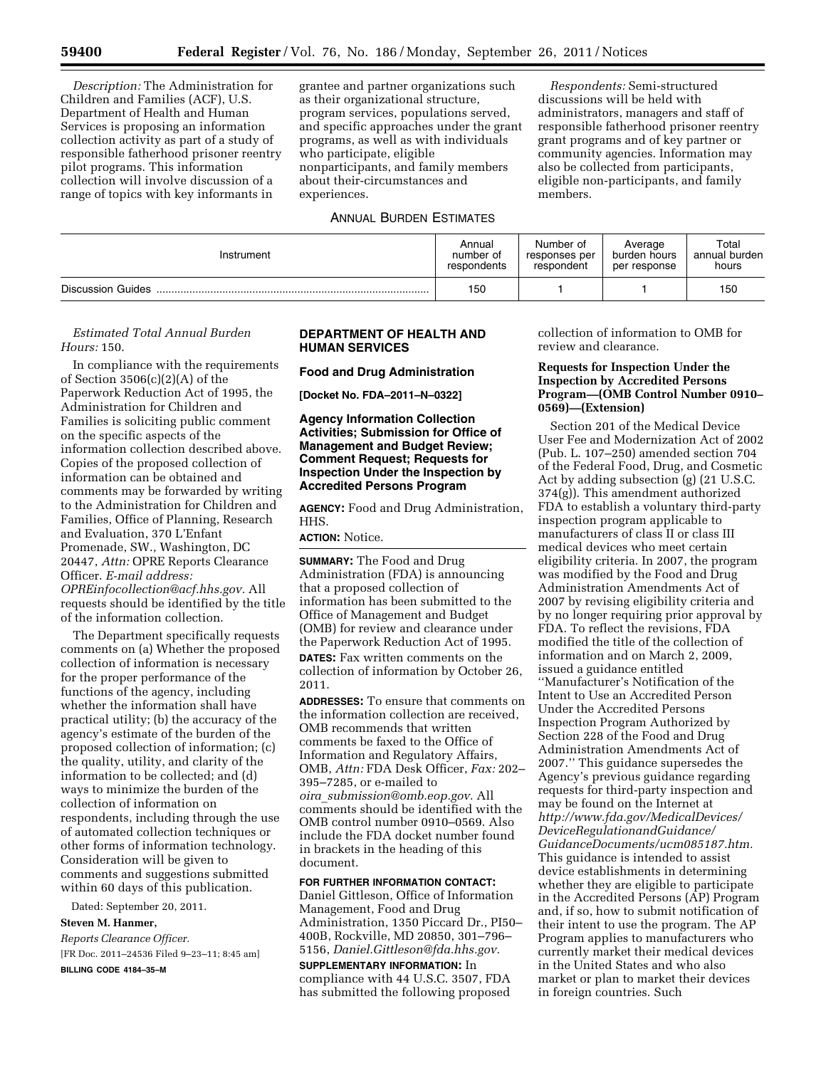*Description:* The Administration for Children and Families (ACF), U.S. Department of Health and Human Services is proposing an information collection activity as part of a study of responsible fatherhood prisoner reentry pilot programs. This information collection will involve discussion of a range of topics with key informants in grantee and partner organizations such as their organizational structure, program services, populations served, and specific approaches under the grant programs, as well as with individuals who participate, eligible nonparticipants, and family members about their-circumstances and experiences.

*Respondents:* Semi-structured discussions will be held with administrators, managers and staff of responsible fatherhood prisoner reentry grant programs and of key partner or community agencies. Information may also be collected from participants, eligible non-participants, and family members.

ANNUAL BURDEN ESTIMATES

| Instrument | Annual number of respondents | Number of responses per respondent | Average burden hours per response | Total annual burden hours |
|---|---|---|---|---|
| Discussion Guides | 150 | 1 | 1 | 150 |

*Estimated Total Annual Burden Hours:* 150.

In compliance with the requirements of Section 3506(c)(2)(A) of the Paperwork Reduction Act of 1995, the Administration for Children and Families is soliciting public comment on the specific aspects of the information collection described above. Copies of the proposed collection of information can be obtained and comments may be forwarded by writing to the Administration for Children and Families, Office of Planning, Research and Evaluation, 370 L'Enfant Promenade, SW., Washington, DC 20447, *Attn:* OPRE Reports Clearance Officer. *E-mail address: OPREinfocollection@acf.hhs.gov.* All requests should be identified by the title of the information collection.

The Department specifically requests comments on (a) Whether the proposed collection of information is necessary for the proper performance of the functions of the agency, including whether the information shall have practical utility; (b) the accuracy of the agency's estimate of the burden of the proposed collection of information; (c) the quality, utility, and clarity of the information to be collected; and (d) ways to minimize the burden of the collection of information on respondents, including through the use of automated collection techniques or other forms of information technology. Consideration will be given to comments and suggestions submitted within 60 days of this publication.

Dated: September 20, 2011.

**Steven M. Hanmer,**

*Reports Clearance Officer.*

[FR Doc. 2011–24536 Filed 9–23–11; 8:45 am]

**BILLING CODE 4184–35–M**

## DEPARTMENT OF HEALTH AND HUMAN SERVICES

### Food and Drug Administration

**[Docket No. FDA–2011–N–0322]**

### Agency Information Collection Activities; Submission for Office of Management and Budget Review; Comment Request; Requests for Inspection Under the Inspection by Accredited Persons Program

**AGENCY:** Food and Drug Administration, HHS.

**ACTION:** Notice.

**SUMMARY:** The Food and Drug Administration (FDA) is announcing that a proposed collection of information has been submitted to the Office of Management and Budget (OMB) for review and clearance under the Paperwork Reduction Act of 1995.

**DATES:** Fax written comments on the collection of information by October 26, 2011.

**ADDRESSES:** To ensure that comments on the information collection are received, OMB recommends that written comments be faxed to the Office of Information and Regulatory Affairs, OMB, *Attn:* FDA Desk Officer, *Fax:* 202–395–7285, or e-mailed to *oira_submission@omb.eop.gov.* All comments should be identified with the OMB control number 0910–0569. Also include the FDA docket number found in brackets in the heading of this document.

**FOR FURTHER INFORMATION CONTACT:** Daniel Gittleson, Office of Information Management, Food and Drug Administration, 1350 Piccard Dr., PI50–400B, Rockville, MD 20850, 301–796–5156, *Daniel.Gittleson@fda.hhs.gov.*

**SUPPLEMENTARY INFORMATION:** In compliance with 44 U.S.C. 3507, FDA has submitted the following proposed collection of information to OMB for review and clearance.

#### Requests for Inspection Under the Inspection by Accredited Persons Program—(OMB Control Number 0910–0569)—(Extension)

Section 201 of the Medical Device User Fee and Modernization Act of 2002 (Pub. L. 107–250) amended section 704 of the Federal Food, Drug, and Cosmetic Act by adding subsection (g) (21 U.S.C. 374(g)). This amendment authorized FDA to establish a voluntary third-party inspection program applicable to manufacturers of class II or class III medical devices who meet certain eligibility criteria. In 2007, the program was modified by the Food and Drug Administration Amendments Act of 2007 by revising eligibility criteria and by no longer requiring prior approval by FDA. To reflect the revisions, FDA modified the title of the collection of information and on March 2, 2009, issued a guidance entitled ''Manufacturer's Notification of the Intent to Use an Accredited Person Under the Accredited Persons Inspection Program Authorized by Section 228 of the Food and Drug Administration Amendments Act of 2007.'' This guidance supersedes the Agency's previous guidance regarding requests for third-party inspection and may be found on the Internet at *http://www.fda.gov/MedicalDevices/DeviceRegulationandGuidance/GuidanceDocuments/ucm085187.htm.* This guidance is intended to assist device establishments in determining whether they are eligible to participate in the Accredited Persons (AP) Program and, if so, how to submit notification of their intent to use the program. The AP Program applies to manufacturers who currently market their medical devices in the United States and who also market or plan to market their devices in foreign countries. Such